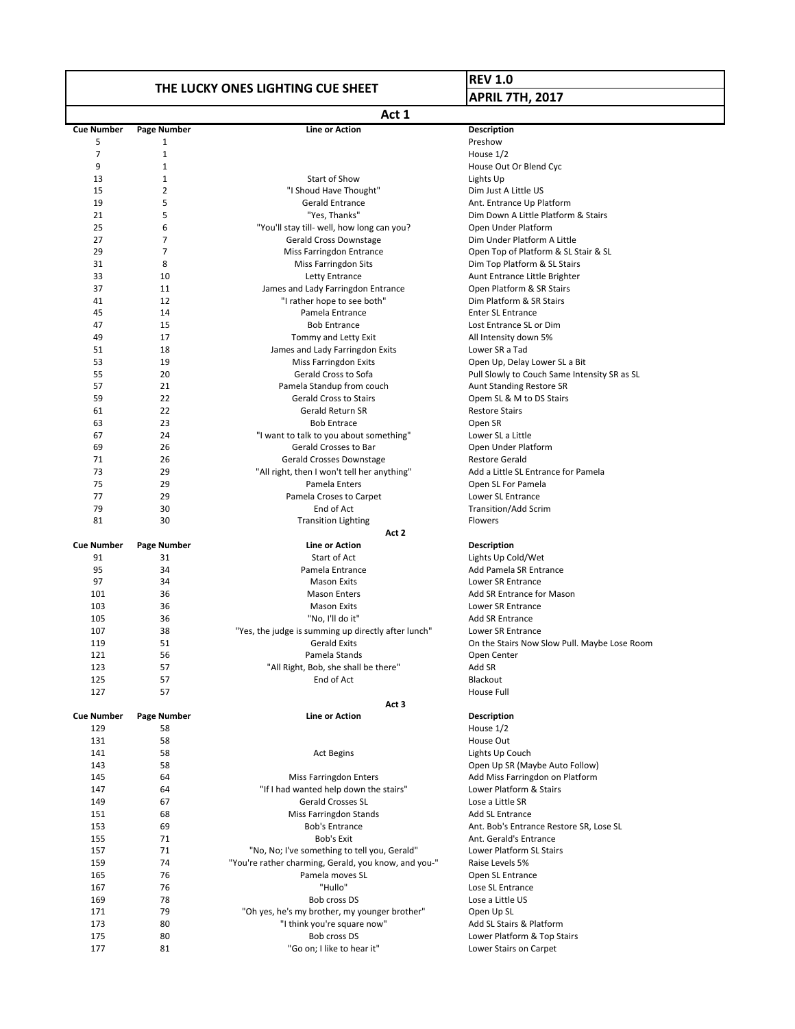# THE LUCKY ONES LIGHTING CUE SHEET

**REV 1.0**

**APRIL 7TH, 2017**

## Act 1

| Cue Number | Page Number | Line or Action | Description |
|---|---|---|---|
| 5 | 1 | | Preshow |
| 7 | 1 | | House 1/2 |
| 9 | 1 | | House Out Or Blend Cyc |
| 13 | 1 | Start of Show | Lights Up |
| 15 | 2 | "I Shoud Have Thought" | Dim Just A Little US |
| 19 | 5 | Gerald Entrance | Ant. Entrance Up Platform |
| 21 | 5 | "Yes, Thanks" | Dim Down A Little Platform & Stairs |
| 25 | 6 | "You'll stay till- well, how long can you? | Open Under Platform |
| 27 | 7 | Gerald Cross Downstage | Dim Under Platform A Little |
| 29 | 7 | Miss Farringdon Entrance | Open Top of Platform & SL Stair & SL |
| 31 | 8 | Miss Farringdon Sits | Dim Top Platform & SL Stairs |
| 33 | 10 | Letty Entrance | Aunt Entrance Little Brighter |
| 37 | 11 | James and Lady Farringdon Entrance | Open Platform & SR Stairs |
| 41 | 12 | "I rather hope to see both" | Dim Platform & SR Stairs |
| 45 | 14 | Pamela Entrance | Enter SL Entrance |
| 47 | 15 | Bob Entrance | Lost Entrance SL or Dim |
| 49 | 17 | Tommy and Letty Exit | All Intensity down 5% |
| 51 | 18 | James and Lady Farringdon Exits | Lower SR a Tad |
| 53 | 19 | Miss Farringdon Exits | Open Up, Delay Lower SL a Bit |
| 55 | 20 | Gerald Cross to Sofa | Pull Slowly to Couch Same Intensity SR as SL |
| 57 | 21 | Pamela Standup from couch | Aunt Standing Restore SR |
| 59 | 22 | Gerald Cross to Stairs | Opem SL & M to DS Stairs |
| 61 | 22 | Gerald Return SR | Restore Stairs |
| 63 | 23 | Bob Entrace | Open SR |
| 67 | 24 | "I want to talk to you about something" | Lower SL a Little |
| 69 | 26 | Gerald Crosses to Bar | Open Under Platform |
| 71 | 26 | Gerald Crosses Downstage | Restore Gerald |
| 73 | 29 | "All right, then I won't tell her anything" | Add a Little SL Entrance for Pamela |
| 75 | 29 | Pamela Enters | Open SL For Pamela |
| 77 | 29 | Pamela Croses to Carpet | Lower SL Entrance |
| 79 | 30 | End of Act | Transition/Add Scrim |
| 81 | 30 | Transition Lighting | Flowers |

## Act 2

| Cue Number | Page Number | Line or Action | Description |
|---|---|---|---|
| 91 | 31 | Start of Act | Lights Up Cold/Wet |
| 95 | 34 | Pamela Entrance | Add Pamela SR Entrance |
| 97 | 34 | Mason Exits | Lower SR Entrance |
| 101 | 36 | Mason Enters | Add SR Entrance for Mason |
| 103 | 36 | Mason Exits | Lower SR Entrance |
| 105 | 36 | "No, I'll do it" | Add SR Entrance |
| 107 | 38 | "Yes, the judge is summing up directly after lunch" | Lower SR Entrance |
| 119 | 51 | Gerald Exits | On the Stairs Now Slow Pull. Maybe Lose Room |
| 121 | 56 | Pamela Stands | Open Center |
| 123 | 57 | "All Right, Bob, she shall be there" | Add SR |
| 125 | 57 | End of Act | Blackout |
| 127 | 57 | | House Full |

## Act 3

| Cue Number | Page Number | Line or Action | Description |
|---|---|---|---|
| 129 | 58 | | House 1/2 |
| 131 | 58 | | House Out |
| 141 | 58 | Act Begins | Lights Up Couch |
| 143 | 58 | | Open Up SR (Maybe Auto Follow) |
| 145 | 64 | Miss Farringdon Enters | Add Miss Farringdon on Platform |
| 147 | 64 | "If I had wanted help down the stairs" | Lower Platform & Stairs |
| 149 | 67 | Gerald Crosses SL | Lose a Little SR |
| 151 | 68 | Miss Farringdon Stands | Add SL Entrance |
| 153 | 69 | Bob's Entrance | Ant. Bob's Entrance Restore SR, Lose SL |
| 155 | 71 | Bob's Exit | Ant. Gerald's Entrance |
| 157 | 71 | "No, No; I've something to tell you, Gerald" | Lower Platform SL Stairs |
| 159 | 74 | "You're rather charming, Gerald, you know, and you-" | Raise Levels 5% |
| 165 | 76 | Pamela moves SL | Open SL Entrance |
| 167 | 76 | "Hullo" | Lose SL Entrance |
| 169 | 78 | Bob cross DS | Lose a Little US |
| 171 | 79 | "Oh yes, he's my brother, my younger brother" | Open Up SL |
| 173 | 80 | "I think you're square now" | Add SL Stairs & Platform |
| 175 | 80 | Bob cross DS | Lower Platform & Top Stairs |
| 177 | 81 | "Go on; I like to hear it" | Lower Stairs on Carpet |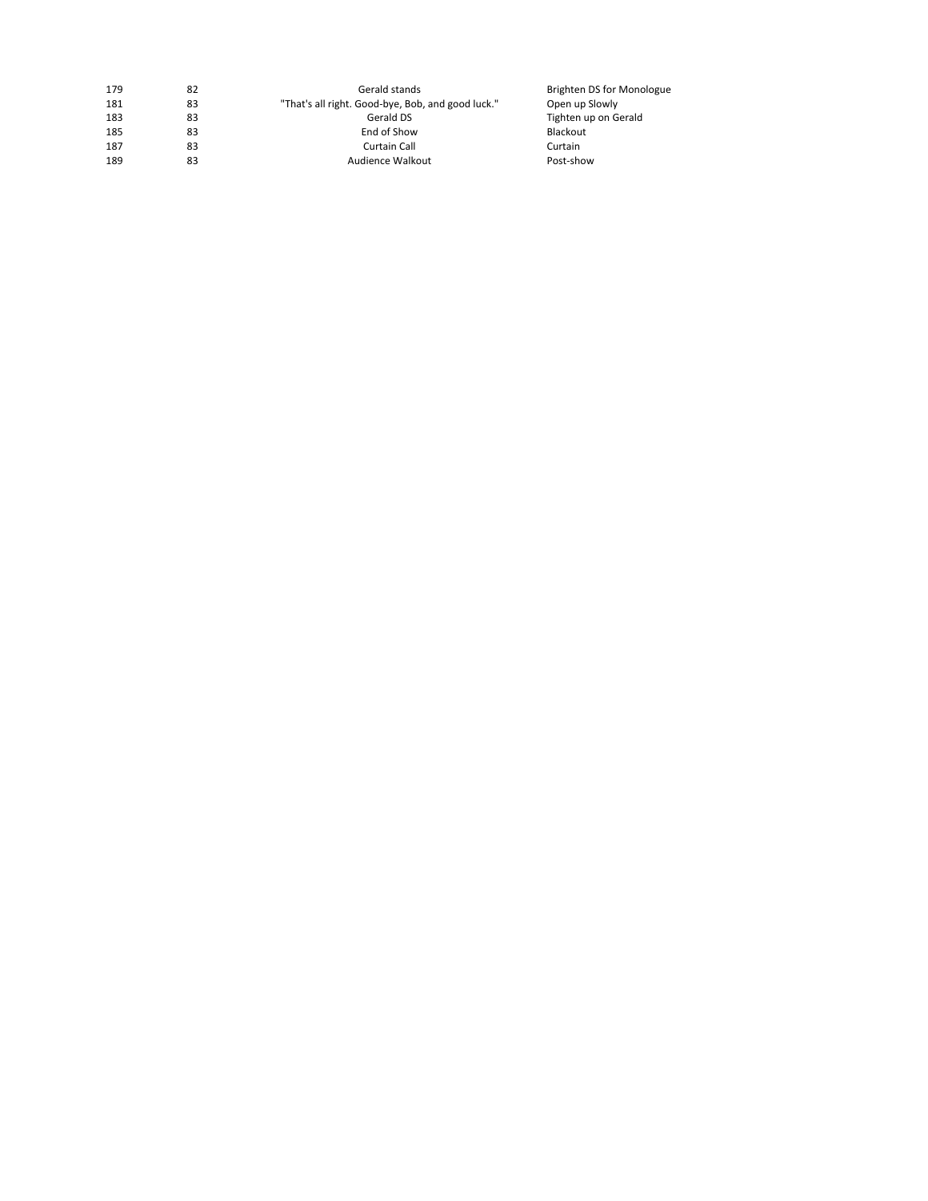| | | | |
|---|---|---|---|
| 179 | 82 | Gerald stands | Brighten DS for Monologue |
| 181 | 83 | "That's all right. Good-bye, Bob, and good luck." | Open up Slowly |
| 183 | 83 | Gerald DS | Tighten up on Gerald |
| 185 | 83 | End of Show | Blackout |
| 187 | 83 | Curtain Call | Curtain |
| 189 | 83 | Audience Walkout | Post-show |